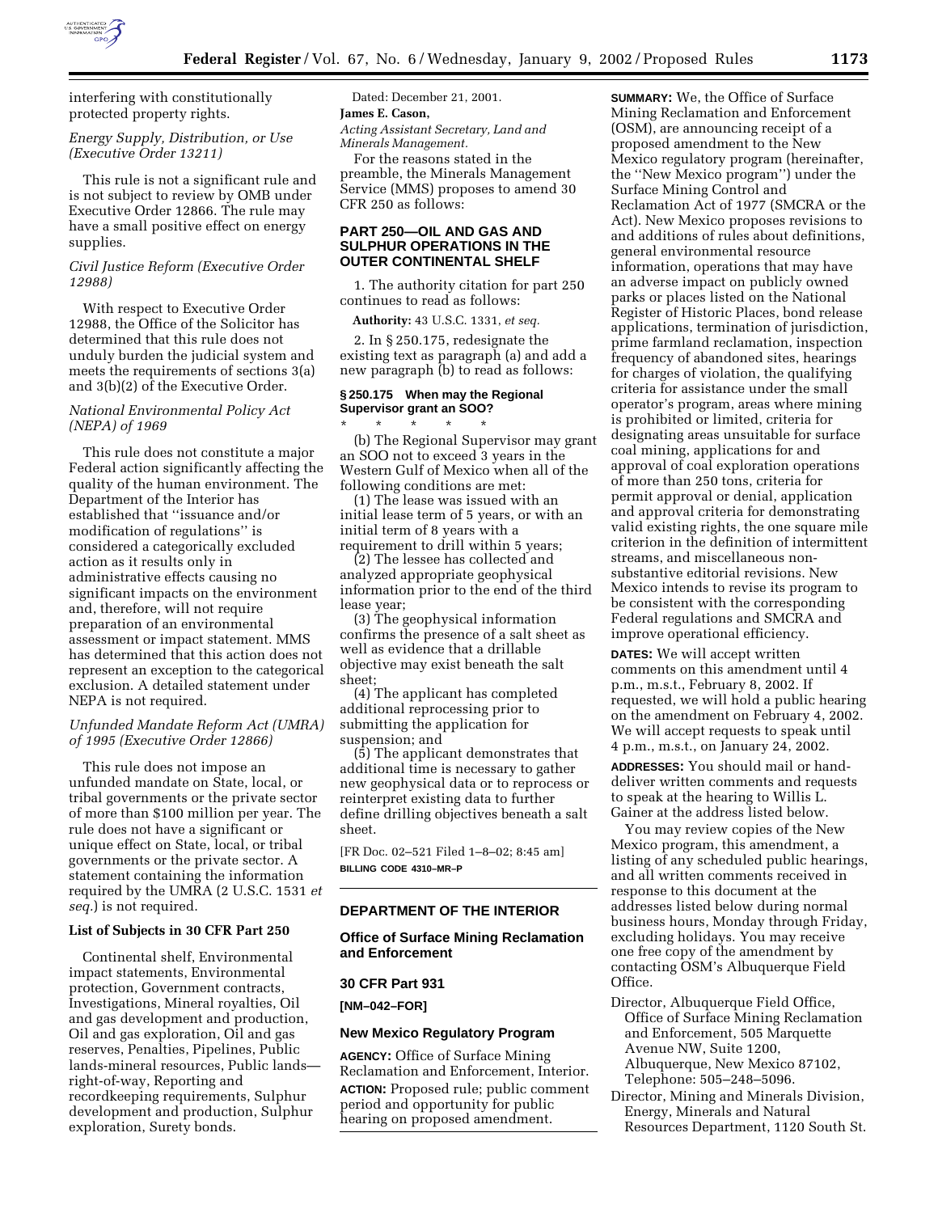interfering with constitutionally protected property rights.

*Energy Supply, Distribution, or Use (Executive Order 13211)*

This rule is not a significant rule and is not subject to review by OMB under Executive Order 12866. The rule may have a small positive effect on energy supplies.

*Civil Justice Reform (Executive Order 12988)*

With respect to Executive Order 12988, the Office of the Solicitor has determined that this rule does not unduly burden the judicial system and meets the requirements of sections 3(a) and 3(b)(2) of the Executive Order.

*National Environmental Policy Act (NEPA) of 1969*

This rule does not constitute a major Federal action significantly affecting the quality of the human environment. The Department of the Interior has established that ''issuance and/or modification of regulations'' is considered a categorically excluded action as it results only in administrative effects causing no significant impacts on the environment and, therefore, will not require preparation of an environmental assessment or impact statement. MMS has determined that this action does not represent an exception to the categorical exclusion. A detailed statement under NEPA is not required.

*Unfunded Mandate Reform Act (UMRA) of 1995 (Executive Order 12866)*

This rule does not impose an unfunded mandate on State, local, or tribal governments or the private sector of more than $100 million per year. The rule does not have a significant or unique effect on State, local, or tribal governments or the private sector. A statement containing the information required by the UMRA (2 U.S.C. 1531 *et seq.*) is not required.

**List of Subjects in 30 CFR Part 250**

Continental shelf, Environmental impact statements, Environmental protection, Government contracts, Investigations, Mineral royalties, Oil and gas development and production, Oil and gas exploration, Oil and gas reserves, Penalties, Pipelines, Public lands-mineral resources, Public lands—right-of-way, Reporting and recordkeeping requirements, Sulphur development and production, Sulphur exploration, Surety bonds.

Dated: December 21, 2001.

**James E. Cason,**

*Acting Assistant Secretary, Land and Minerals Management.*

For the reasons stated in the preamble, the Minerals Management Service (MMS) proposes to amend 30 CFR 250 as follows:

## PART 250—OIL AND GAS AND SULPHUR OPERATIONS IN THE OUTER CONTINENTAL SHELF

1. The authority citation for part 250 continues to read as follows:

**Authority:** 43 U.S.C. 1331, *et seq.*

2. In § 250.175, redesignate the existing text as paragraph (a) and add a new paragraph (b) to read as follows:

### § 250.175 When may the Regional Supervisor grant an SOO?

\* \* \* \* \*

(b) The Regional Supervisor may grant an SOO not to exceed 3 years in the Western Gulf of Mexico when all of the following conditions are met:

(1) The lease was issued with an initial lease term of 5 years, or with an initial term of 8 years with a requirement to drill within 5 years;

(2) The lessee has collected and analyzed appropriate geophysical information prior to the end of the third lease year;

(3) The geophysical information confirms the presence of a salt sheet as well as evidence that a drillable objective may exist beneath the salt sheet;

(4) The applicant has completed additional reprocessing prior to submitting the application for suspension; and

(5) The applicant demonstrates that additional time is necessary to gather new geophysical data or to reprocess or reinterpret existing data to further define drilling objectives beneath a salt sheet.

[FR Doc. 02–521 Filed 1–8–02; 8:45 am]

**BILLING CODE 4310–MR–P**

## DEPARTMENT OF THE INTERIOR

### Office of Surface Mining Reclamation and Enforcement

### 30 CFR Part 931

**[NM–042–FOR]**

### New Mexico Regulatory Program

**AGENCY:** Office of Surface Mining Reclamation and Enforcement, Interior.

**ACTION:** Proposed rule; public comment period and opportunity for public hearing on proposed amendment.

**SUMMARY:** We, the Office of Surface Mining Reclamation and Enforcement (OSM), are announcing receipt of a proposed amendment to the New Mexico regulatory program (hereinafter, the ''New Mexico program'') under the Surface Mining Control and Reclamation Act of 1977 (SMCRA or the Act). New Mexico proposes revisions to and additions of rules about definitions, general environmental resource information, operations that may have an adverse impact on publicly owned parks or places listed on the National Register of Historic Places, bond release applications, termination of jurisdiction, prime farmland reclamation, inspection frequency of abandoned sites, hearings for charges of violation, the qualifying criteria for assistance under the small operator's program, areas where mining is prohibited or limited, criteria for designating areas unsuitable for surface coal mining, applications for and approval of coal exploration operations of more than 250 tons, criteria for permit approval or denial, application and approval criteria for demonstrating valid existing rights, the one square mile criterion in the definition of intermittent streams, and miscellaneous non-substantive editorial revisions. New Mexico intends to revise its program to be consistent with the corresponding Federal regulations and SMCRA and improve operational efficiency.

**DATES:** We will accept written comments on this amendment until 4 p.m., m.s.t., February 8, 2002. If requested, we will hold a public hearing on the amendment on February 4, 2002. We will accept requests to speak until 4 p.m., m.s.t., on January 24, 2002.

**ADDRESSES:** You should mail or hand-deliver written comments and requests to speak at the hearing to Willis L. Gainer at the address listed below.

You may review copies of the New Mexico program, this amendment, a listing of any scheduled public hearings, and all written comments received in response to this document at the addresses listed below during normal business hours, Monday through Friday, excluding holidays. You may receive one free copy of the amendment by contacting OSM's Albuquerque Field Office.

Director, Albuquerque Field Office, Office of Surface Mining Reclamation and Enforcement, 505 Marquette Avenue NW, Suite 1200, Albuquerque, New Mexico 87102, Telephone: 505–248–5096.

Director, Mining and Minerals Division, Energy, Minerals and Natural Resources Department, 1120 South St.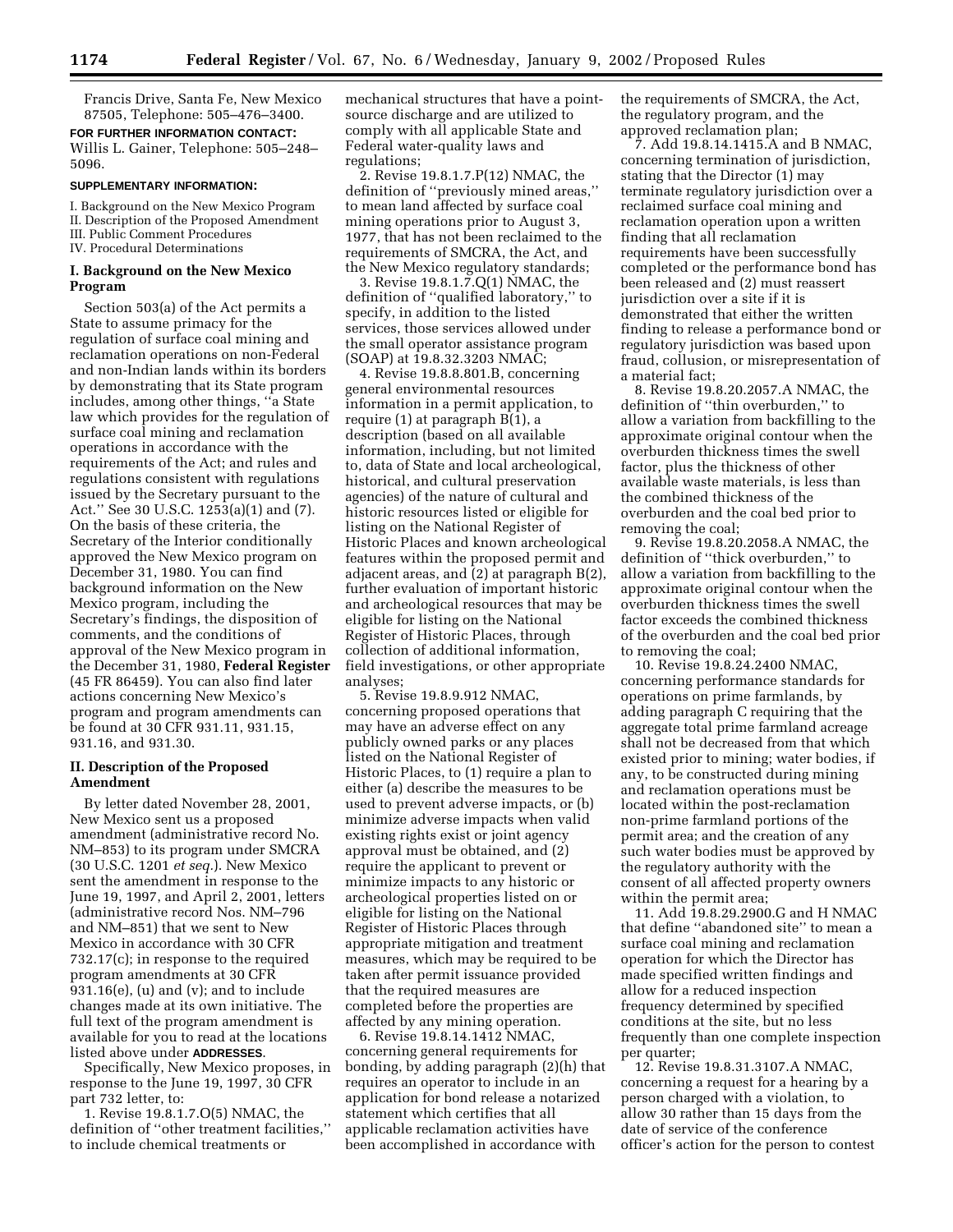Francis Drive, Santa Fe, New Mexico 87505, Telephone: 505–476–3400.

**FOR FURTHER INFORMATION CONTACT:** Willis L. Gainer, Telephone: 505–248–5096.

**SUPPLEMENTARY INFORMATION:**

I. Background on the New Mexico Program
II. Description of the Proposed Amendment
III. Public Comment Procedures
IV. Procedural Determinations

## I. Background on the New Mexico Program

Section 503(a) of the Act permits a State to assume primacy for the regulation of surface coal mining and reclamation operations on non-Federal and non-Indian lands within its borders by demonstrating that its State program includes, among other things, ''a State law which provides for the regulation of surface coal mining and reclamation operations in accordance with the requirements of the Act; and rules and regulations consistent with regulations issued by the Secretary pursuant to the Act.'' See 30 U.S.C. 1253(a)(1) and (7). On the basis of these criteria, the Secretary of the Interior conditionally approved the New Mexico program on December 31, 1980. You can find background information on the New Mexico program, including the Secretary's findings, the disposition of comments, and the conditions of approval of the New Mexico program in the December 31, 1980, **Federal Register** (45 FR 86459). You can also find later actions concerning New Mexico's program and program amendments can be found at 30 CFR 931.11, 931.15, 931.16, and 931.30.

## II. Description of the Proposed Amendment

By letter dated November 28, 2001, New Mexico sent us a proposed amendment (administrative record No. NM–853) to its program under SMCRA (30 U.S.C. 1201 *et seq.*). New Mexico sent the amendment in response to the June 19, 1997, and April 2, 2001, letters (administrative record Nos. NM–796 and NM–851) that we sent to New Mexico in accordance with 30 CFR 732.17(c); in response to the required program amendments at 30 CFR 931.16(e), (u) and (v); and to include changes made at its own initiative. The full text of the program amendment is available for you to read at the locations listed above under **ADDRESSES**.

Specifically, New Mexico proposes, in response to the June 19, 1997, 30 CFR part 732 letter, to:

1. Revise 19.8.1.7.O(5) NMAC, the definition of ''other treatment facilities,'' to include chemical treatments or mechanical structures that have a point-source discharge and are utilized to comply with all applicable State and Federal water-quality laws and regulations;

2. Revise 19.8.1.7.P(12) NMAC, the definition of ''previously mined areas,'' to mean land affected by surface coal mining operations prior to August 3, 1977, that has not been reclaimed to the requirements of SMCRA, the Act, and the New Mexico regulatory standards;

3. Revise 19.8.1.7.Q(1) NMAC, the definition of ''qualified laboratory,'' to specify, in addition to the listed services, those services allowed under the small operator assistance program (SOAP) at 19.8.32.3203 NMAC;

4. Revise 19.8.8.801.B, concerning general environmental resources information in a permit application, to require (1) at paragraph B(1), a description (based on all available information, including, but not limited to, data of State and local archeological, historical, and cultural preservation agencies) of the nature of cultural and historic resources listed or eligible for listing on the National Register of Historic Places and known archeological features within the proposed permit and adjacent areas, and (2) at paragraph B(2), further evaluation of important historic and archeological resources that may be eligible for listing on the National Register of Historic Places, through collection of additional information, field investigations, or other appropriate analyses;

5. Revise 19.8.9.912 NMAC, concerning proposed operations that may have an adverse effect on any publicly owned parks or any places listed on the National Register of Historic Places, to (1) require a plan to either (a) describe the measures to be used to prevent adverse impacts, or (b) minimize adverse impacts when valid existing rights exist or joint agency approval must be obtained, and (2) require the applicant to prevent or minimize impacts to any historic or archeological properties listed on or eligible for listing on the National Register of Historic Places through appropriate mitigation and treatment measures, which may be required to be taken after permit issuance provided that the required measures are completed before the properties are affected by any mining operation.

6. Revise 19.8.14.1412 NMAC, concerning general requirements for bonding, by adding paragraph (2)(h) that requires an operator to include in an application for bond release a notarized statement which certifies that all applicable reclamation activities have been accomplished in accordance with the requirements of SMCRA, the Act, the regulatory program, and the approved reclamation plan;

7. Add 19.8.14.1415.A and B NMAC, concerning termination of jurisdiction, stating that the Director (1) may terminate regulatory jurisdiction over a reclaimed surface coal mining and reclamation operation upon a written finding that all reclamation requirements have been successfully completed or the performance bond has been released and (2) must reassert jurisdiction over a site if it is demonstrated that either the written finding to release a performance bond or regulatory jurisdiction was based upon fraud, collusion, or misrepresentation of a material fact;

8. Revise 19.8.20.2057.A NMAC, the definition of ''thin overburden,'' to allow a variation from backfilling to the approximate original contour when the overburden thickness times the swell factor, plus the thickness of other available waste materials, is less than the combined thickness of the overburden and the coal bed prior to removing the coal;

9. Revise 19.8.20.2058.A NMAC, the definition of ''thick overburden,'' to allow a variation from backfilling to the approximate original contour when the overburden thickness times the swell factor exceeds the combined thickness of the overburden and the coal bed prior to removing the coal;

10. Revise 19.8.24.2400 NMAC, concerning performance standards for operations on prime farmlands, by adding paragraph C requiring that the aggregate total prime farmland acreage shall not be decreased from that which existed prior to mining; water bodies, if any, to be constructed during mining and reclamation operations must be located within the post-reclamation non-prime farmland portions of the permit area; and the creation of any such water bodies must be approved by the regulatory authority with the consent of all affected property owners within the permit area;

11. Add 19.8.29.2900.G and H NMAC that define ''abandoned site'' to mean a surface coal mining and reclamation operation for which the Director has made specified written findings and allow for a reduced inspection frequency determined by specified conditions at the site, but no less frequently than one complete inspection per quarter;

12. Revise 19.8.31.3107.A NMAC, concerning a request for a hearing by a person charged with a violation, to allow 30 rather than 15 days from the date of service of the conference officer's action for the person to contest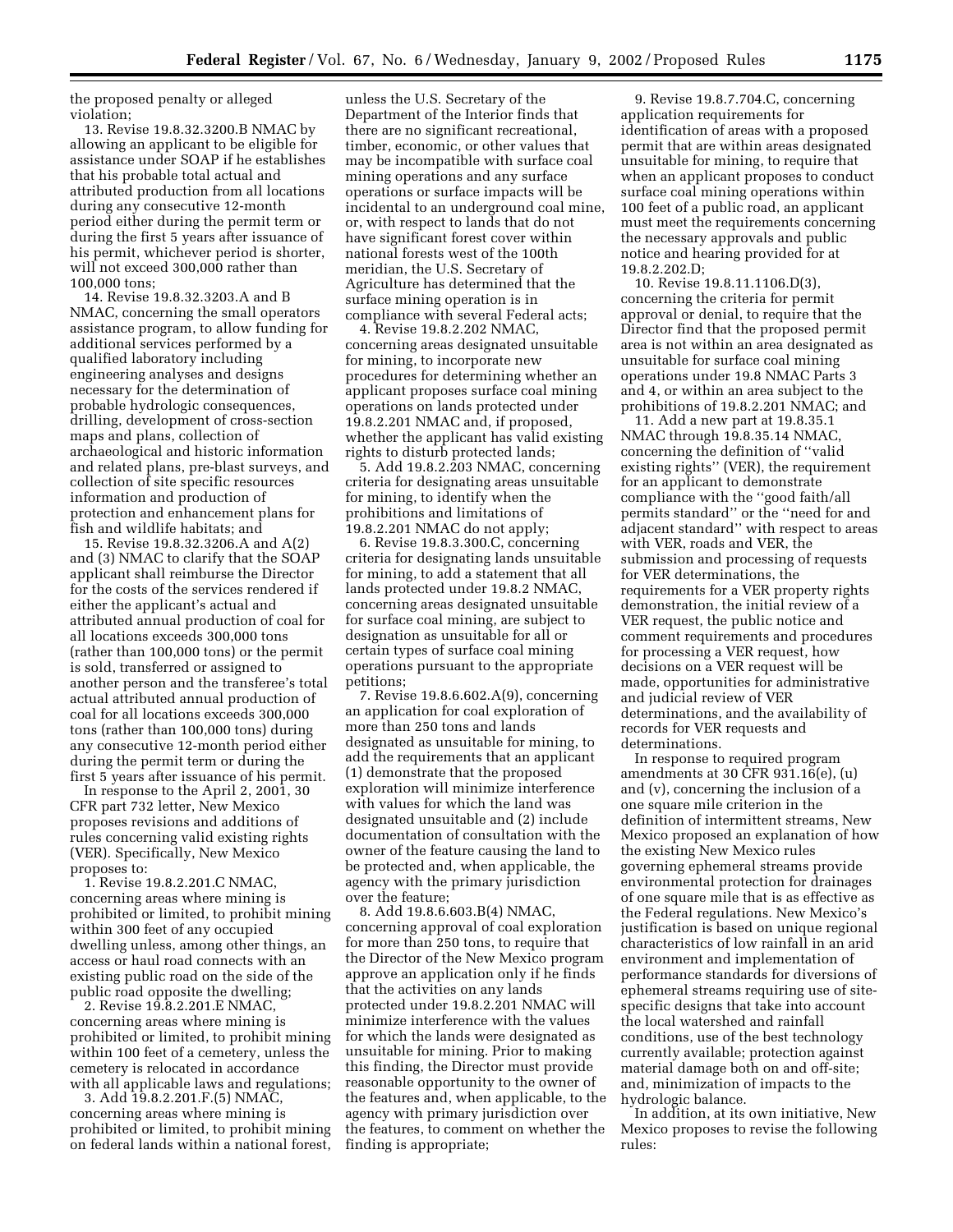the proposed penalty or alleged violation;

13. Revise 19.8.32.3200.B NMAC by allowing an applicant to be eligible for assistance under SOAP if he establishes that his probable total actual and attributed production from all locations during any consecutive 12-month period either during the permit term or during the first 5 years after issuance of his permit, whichever period is shorter, will not exceed 300,000 rather than 100,000 tons;

14. Revise 19.8.32.3203.A and B NMAC, concerning the small operators assistance program, to allow funding for additional services performed by a qualified laboratory including engineering analyses and designs necessary for the determination of probable hydrologic consequences, drilling, development of cross-section maps and plans, collection of archaeological and historic information and related plans, pre-blast surveys, and collection of site specific resources information and production of protection and enhancement plans for fish and wildlife habitats; and

15. Revise 19.8.32.3206.A and A(2) and (3) NMAC to clarify that the SOAP applicant shall reimburse the Director for the costs of the services rendered if either the applicant's actual and attributed annual production of coal for all locations exceeds 300,000 tons (rather than 100,000 tons) or the permit is sold, transferred or assigned to another person and the transferee's total actual attributed annual production of coal for all locations exceeds 300,000 tons (rather than 100,000 tons) during any consecutive 12-month period either during the permit term or during the first 5 years after issuance of his permit.

In response to the April 2, 2001, 30 CFR part 732 letter, New Mexico proposes revisions and additions of rules concerning valid existing rights (VER). Specifically, New Mexico proposes to:

1. Revise 19.8.2.201.C NMAC, concerning areas where mining is prohibited or limited, to prohibit mining within 300 feet of any occupied dwelling unless, among other things, an access or haul road connects with an existing public road on the side of the public road opposite the dwelling;

2. Revise 19.8.2.201.E NMAC, concerning areas where mining is prohibited or limited, to prohibit mining within 100 feet of a cemetery, unless the cemetery is relocated in accordance with all applicable laws and regulations;

3. Add 19.8.2.201.F.(5) NMAC, concerning areas where mining is prohibited or limited, to prohibit mining on federal lands within a national forest, unless the U.S. Secretary of the Department of the Interior finds that there are no significant recreational, timber, economic, or other values that may be incompatible with surface coal mining operations and any surface operations or surface impacts will be incidental to an underground coal mine, or, with respect to lands that do not have significant forest cover within national forests west of the 100th meridian, the U.S. Secretary of Agriculture has determined that the surface mining operation is in compliance with several Federal acts;

4. Revise 19.8.2.202 NMAC, concerning areas designated unsuitable for mining, to incorporate new procedures for determining whether an applicant proposes surface coal mining operations on lands protected under 19.8.2.201 NMAC and, if proposed, whether the applicant has valid existing rights to disturb protected lands;

5. Add 19.8.2.203 NMAC, concerning criteria for designating areas unsuitable for mining, to identify when the prohibitions and limitations of 19.8.2.201 NMAC do not apply;

6. Revise 19.8.3.300.C, concerning criteria for designating lands unsuitable for mining, to add a statement that all lands protected under 19.8.2 NMAC, concerning areas designated unsuitable for surface coal mining, are subject to designation as unsuitable for all or certain types of surface coal mining operations pursuant to the appropriate petitions;

7. Revise 19.8.6.602.A(9), concerning an application for coal exploration of more than 250 tons and lands designated as unsuitable for mining, to add the requirements that an applicant (1) demonstrate that the proposed exploration will minimize interference with values for which the land was designated unsuitable and (2) include documentation of consultation with the owner of the feature causing the land to be protected and, when applicable, the agency with the primary jurisdiction over the feature;

8. Add 19.8.6.603.B(4) NMAC, concerning approval of coal exploration for more than 250 tons, to require that the Director of the New Mexico program approve an application only if he finds that the activities on any lands protected under 19.8.2.201 NMAC will minimize interference with the values for which the lands were designated unsuitable for mining. Prior to making this finding, the Director must provide reasonable opportunity to the owner of the features and, when applicable, to the agency with primary jurisdiction over the features, to comment on whether the finding is appropriate;

9. Revise 19.8.7.704.C, concerning application requirements for identification of areas with a proposed permit that are within areas designated unsuitable for mining, to require that when an applicant proposes to conduct surface coal mining operations within 100 feet of a public road, an applicant must meet the requirements concerning the necessary approvals and public notice and hearing provided for at 19.8.2.202.D;

10. Revise 19.8.11.1106.D(3), concerning the criteria for permit approval or denial, to require that the Director find that the proposed permit area is not within an area designated as unsuitable for surface coal mining operations under 19.8 NMAC Parts 3 and 4, or within an area subject to the prohibitions of 19.8.2.201 NMAC; and

11. Add a new part at 19.8.35.1 NMAC through 19.8.35.14 NMAC, concerning the definition of "valid existing rights" (VER), the requirement for an applicant to demonstrate compliance with the "good faith/all permits standard" or the "need for and adjacent standard" with respect to areas with VER, roads and VER, the submission and processing of requests for VER determinations, the requirements for a VER property rights demonstration, the initial review of a VER request, the public notice and comment requirements and procedures for processing a VER request, how decisions on a VER request will be made, opportunities for administrative and judicial review of VER determinations, and the availability of records for VER requests and determinations.

In response to required program amendments at 30 CFR 931.16(e), (u) and (v), concerning the inclusion of a one square mile criterion in the definition of intermittent streams, New Mexico proposed an explanation of how the existing New Mexico rules governing ephemeral streams provide environmental protection for drainages of one square mile that is as effective as the Federal regulations. New Mexico's justification is based on unique regional characteristics of low rainfall in an arid environment and implementation of performance standards for diversions of ephemeral streams requiring use of site-specific designs that take into account the local watershed and rainfall conditions, use of the best technology currently available; protection against material damage both on and off-site; and, minimization of impacts to the hydrologic balance.

In addition, at its own initiative, New Mexico proposes to revise the following rules: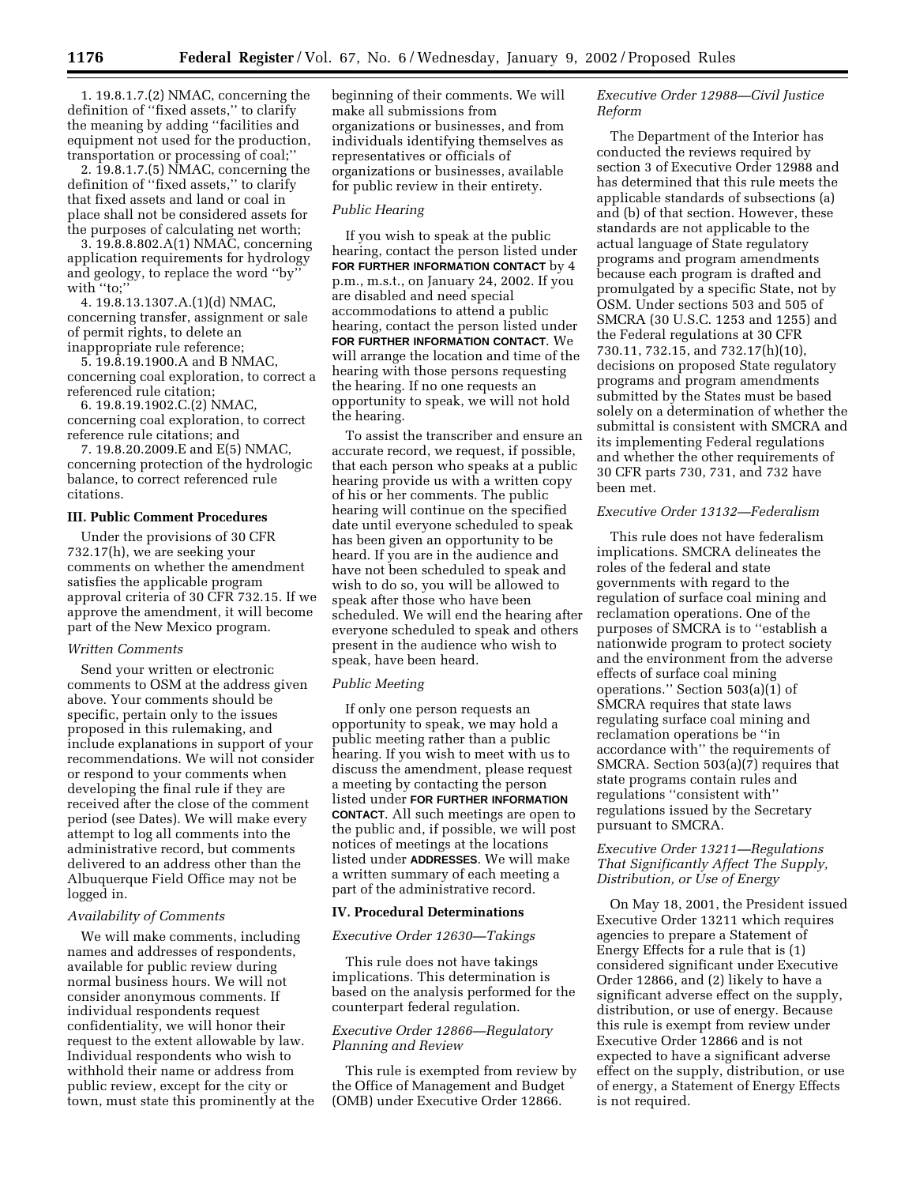1. 19.8.1.7.(2) NMAC, concerning the definition of "fixed assets," to clarify the meaning by adding "facilities and equipment not used for the production, transportation or processing of coal;"

2. 19.8.1.7.(5) NMAC, concerning the definition of "fixed assets," to clarify that fixed assets and land or coal in place shall not be considered assets for the purposes of calculating net worth;

3. 19.8.8.802.A(1) NMAC, concerning application requirements for hydrology and geology, to replace the word "by" with "to;"

4. 19.8.13.1307.A.(1)(d) NMAC, concerning transfer, assignment or sale of permit rights, to delete an inappropriate rule reference;

5. 19.8.19.1900.A and B NMAC, concerning coal exploration, to correct a referenced rule citation;

6. 19.8.19.1902.C.(2) NMAC, concerning coal exploration, to correct reference rule citations; and

7. 19.8.20.2009.E and E(5) NMAC, concerning protection of the hydrologic balance, to correct referenced rule citations.

## III. Public Comment Procedures

Under the provisions of 30 CFR 732.17(h), we are seeking your comments on whether the amendment satisfies the applicable program approval criteria of 30 CFR 732.15. If we approve the amendment, it will become part of the New Mexico program.

### *Written Comments*

Send your written or electronic comments to OSM at the address given above. Your comments should be specific, pertain only to the issues proposed in this rulemaking, and include explanations in support of your recommendations. We will not consider or respond to your comments when developing the final rule if they are received after the close of the comment period (see Dates). We will make every attempt to log all comments into the administrative record, but comments delivered to an address other than the Albuquerque Field Office may not be logged in.

### *Availability of Comments*

We will make comments, including names and addresses of respondents, available for public review during normal business hours. We will not consider anonymous comments. If individual respondents request confidentiality, we will honor their request to the extent allowable by law. Individual respondents who wish to withhold their name or address from public review, except for the city or town, must state this prominently at the beginning of their comments. We will make all submissions from organizations or businesses, and from individuals identifying themselves as representatives or officials of organizations or businesses, available for public review in their entirety.

### *Public Hearing*

If you wish to speak at the public hearing, contact the person listed under **FOR FURTHER INFORMATION CONTACT** by 4 p.m., m.s.t., on January 24, 2002. If you are disabled and need special accommodations to attend a public hearing, contact the person listed under **FOR FURTHER INFORMATION CONTACT**. We will arrange the location and time of the hearing with those persons requesting the hearing. If no one requests an opportunity to speak, we will not hold the hearing.

To assist the transcriber and ensure an accurate record, we request, if possible, that each person who speaks at a public hearing provide us with a written copy of his or her comments. The public hearing will continue on the specified date until everyone scheduled to speak has been given an opportunity to be heard. If you are in the audience and have not been scheduled to speak and wish to do so, you will be allowed to speak after those who have been scheduled. We will end the hearing after everyone scheduled to speak and others present in the audience who wish to speak, have been heard.

### *Public Meeting*

If only one person requests an opportunity to speak, we may hold a public meeting rather than a public hearing. If you wish to meet with us to discuss the amendment, please request a meeting by contacting the person listed under **FOR FURTHER INFORMATION CONTACT**. All such meetings are open to the public and, if possible, we will post notices of meetings at the locations listed under **ADDRESSES**. We will make a written summary of each meeting a part of the administrative record.

## IV. Procedural Determinations

### *Executive Order 12630—Takings*

This rule does not have takings implications. This determination is based on the analysis performed for the counterpart federal regulation.

### *Executive Order 12866—Regulatory Planning and Review*

This rule is exempted from review by the Office of Management and Budget (OMB) under Executive Order 12866.

### *Executive Order 12988—Civil Justice Reform*

The Department of the Interior has conducted the reviews required by section 3 of Executive Order 12988 and has determined that this rule meets the applicable standards of subsections (a) and (b) of that section. However, these standards are not applicable to the actual language of State regulatory programs and program amendments because each program is drafted and promulgated by a specific State, not by OSM. Under sections 503 and 505 of SMCRA (30 U.S.C. 1253 and 1255) and the Federal regulations at 30 CFR 730.11, 732.15, and 732.17(h)(10), decisions on proposed State regulatory programs and program amendments submitted by the States must be based solely on a determination of whether the submittal is consistent with SMCRA and its implementing Federal regulations and whether the other requirements of 30 CFR parts 730, 731, and 732 have been met.

### *Executive Order 13132—Federalism*

This rule does not have federalism implications. SMCRA delineates the roles of the federal and state governments with regard to the regulation of surface coal mining and reclamation operations. One of the purposes of SMCRA is to "establish a nationwide program to protect society and the environment from the adverse effects of surface coal mining operations." Section 503(a)(1) of SMCRA requires that state laws regulating surface coal mining and reclamation operations be "in accordance with" the requirements of SMCRA. Section 503(a)(7) requires that state programs contain rules and regulations "consistent with" regulations issued by the Secretary pursuant to SMCRA.

### *Executive Order 13211—Regulations That Significantly Affect The Supply, Distribution, or Use of Energy*

On May 18, 2001, the President issued Executive Order 13211 which requires agencies to prepare a Statement of Energy Effects for a rule that is (1) considered significant under Executive Order 12866, and (2) likely to have a significant adverse effect on the supply, distribution, or use of energy. Because this rule is exempt from review under Executive Order 12866 and is not expected to have a significant adverse effect on the supply, distribution, or use of energy, a Statement of Energy Effects is not required.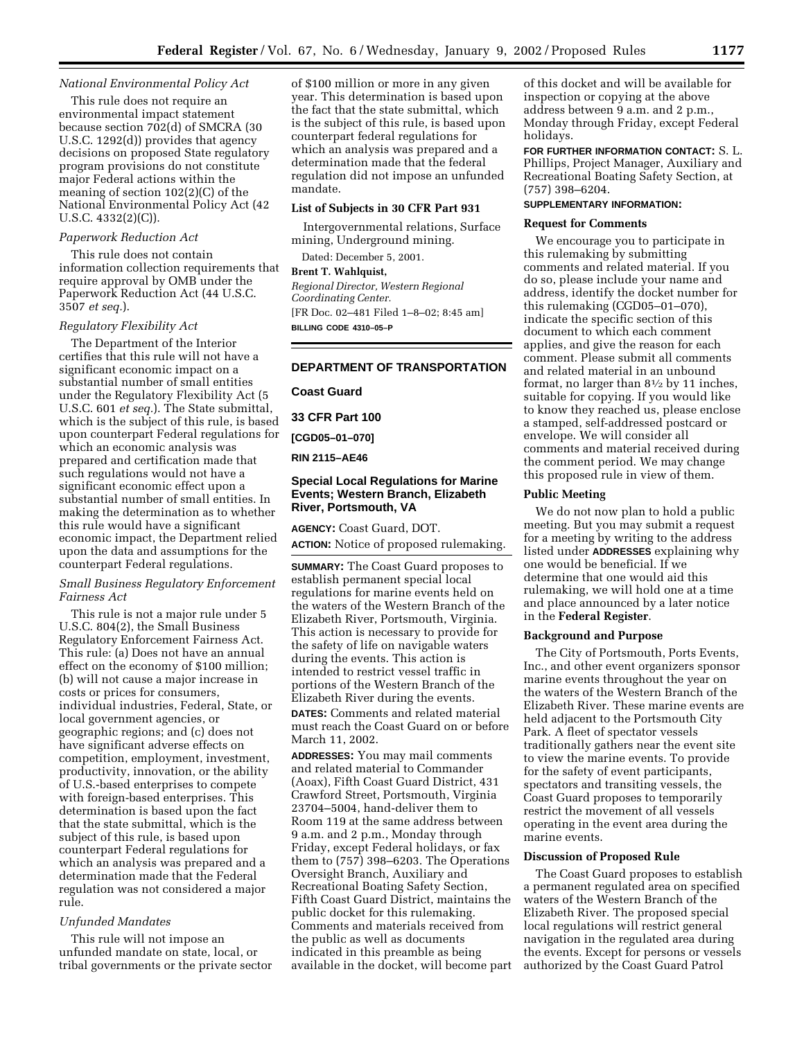*National Environmental Policy Act*

This rule does not require an environmental impact statement because section 702(d) of SMCRA (30 U.S.C. 1292(d)) provides that agency decisions on proposed State regulatory program provisions do not constitute major Federal actions within the meaning of section 102(2)(C) of the National Environmental Policy Act (42 U.S.C. 4332(2)(C)).

*Paperwork Reduction Act*

This rule does not contain information collection requirements that require approval by OMB under the Paperwork Reduction Act (44 U.S.C. 3507 *et seq.*).

*Regulatory Flexibility Act*

The Department of the Interior certifies that this rule will not have a significant economic impact on a substantial number of small entities under the Regulatory Flexibility Act (5 U.S.C. 601 *et seq.*). The State submittal, which is the subject of this rule, is based upon counterpart Federal regulations for which an economic analysis was prepared and certification made that such regulations would not have a significant economic effect upon a substantial number of small entities. In making the determination as to whether this rule would have a significant economic impact, the Department relied upon the data and assumptions for the counterpart Federal regulations.

*Small Business Regulatory Enforcement Fairness Act*

This rule is not a major rule under 5 U.S.C. 804(2), the Small Business Regulatory Enforcement Fairness Act. This rule: (a) Does not have an annual effect on the economy of $100 million; (b) will not cause a major increase in costs or prices for consumers, individual industries, Federal, State, or local government agencies, or geographic regions; and (c) does not have significant adverse effects on competition, employment, investment, productivity, innovation, or the ability of U.S.-based enterprises to compete with foreign-based enterprises. This determination is based upon the fact that the state submittal, which is the subject of this rule, is based upon counterpart Federal regulations for which an analysis was prepared and a determination made that the Federal regulation was not considered a major rule.

*Unfunded Mandates*

This rule will not impose an unfunded mandate on state, local, or tribal governments or the private sector of $100 million or more in any given year. This determination is based upon the fact that the state submittal, which is the subject of this rule, is based upon counterpart federal regulations for which an analysis was prepared and a determination made that the federal regulation did not impose an unfunded mandate.

**List of Subjects in 30 CFR Part 931**

Intergovernmental relations, Surface mining, Underground mining.

Dated: December 5, 2001.

**Brent T. Wahlquist,**

*Regional Director, Western Regional Coordinating Center.*

[FR Doc. 02–481 Filed 1–8–02; 8:45 am]

**BILLING CODE 4310–05–P**

---

## DEPARTMENT OF TRANSPORTATION

## Coast Guard

## 33 CFR Part 100

**[CGD05–01–070]**

**RIN 2115–AE46**

## Special Local Regulations for Marine Events; Western Branch, Elizabeth River, Portsmouth, VA

**AGENCY:** Coast Guard, DOT.

**ACTION:** Notice of proposed rulemaking.

---

**SUMMARY:** The Coast Guard proposes to establish permanent special local regulations for marine events held on the waters of the Western Branch of the Elizabeth River, Portsmouth, Virginia. This action is necessary to provide for the safety of life on navigable waters during the events. This action is intended to restrict vessel traffic in portions of the Western Branch of the Elizabeth River during the events.

**DATES:** Comments and related material must reach the Coast Guard on or before March 11, 2002.

**ADDRESSES:** You may mail comments and related material to Commander (Aoax), Fifth Coast Guard District, 431 Crawford Street, Portsmouth, Virginia 23704–5004, hand-deliver them to Room 119 at the same address between 9 a.m. and 2 p.m., Monday through Friday, except Federal holidays, or fax them to (757) 398–6203. The Operations Oversight Branch, Auxiliary and Recreational Boating Safety Section, Fifth Coast Guard District, maintains the public docket for this rulemaking. Comments and materials received from the public as well as documents indicated in this preamble as being available in the docket, will become part of this docket and will be available for inspection or copying at the above address between 9 a.m. and 2 p.m., Monday through Friday, except Federal holidays.

**FOR FURTHER INFORMATION CONTACT:** S. L. Phillips, Project Manager, Auxiliary and Recreational Boating Safety Section, at (757) 398–6204.

**SUPPLEMENTARY INFORMATION:**

**Request for Comments**

We encourage you to participate in this rulemaking by submitting comments and related material. If you do so, please include your name and address, identify the docket number for this rulemaking (CGD05–01–070), indicate the specific section of this document to which each comment applies, and give the reason for each comment. Please submit all comments and related material in an unbound format, no larger than 8½ by 11 inches, suitable for copying. If you would like to know they reached us, please enclose a stamped, self-addressed postcard or envelope. We will consider all comments and material received during the comment period. We may change this proposed rule in view of them.

**Public Meeting**

We do not now plan to hold a public meeting. But you may submit a request for a meeting by writing to the address listed under **ADDRESSES** explaining why one would be beneficial. If we determine that one would aid this rulemaking, we will hold one at a time and place announced by a later notice in the **Federal Register**.

**Background and Purpose**

The City of Portsmouth, Ports Events, Inc., and other event organizers sponsor marine events throughout the year on the waters of the Western Branch of the Elizabeth River. These marine events are held adjacent to the Portsmouth City Park. A fleet of spectator vessels traditionally gathers near the event site to view the marine events. To provide for the safety of event participants, spectators and transiting vessels, the Coast Guard proposes to temporarily restrict the movement of all vessels operating in the event area during the marine events.

**Discussion of Proposed Rule**

The Coast Guard proposes to establish a permanent regulated area on specified waters of the Western Branch of the Elizabeth River. The proposed special local regulations will restrict general navigation in the regulated area during the events. Except for persons or vessels authorized by the Coast Guard Patrol